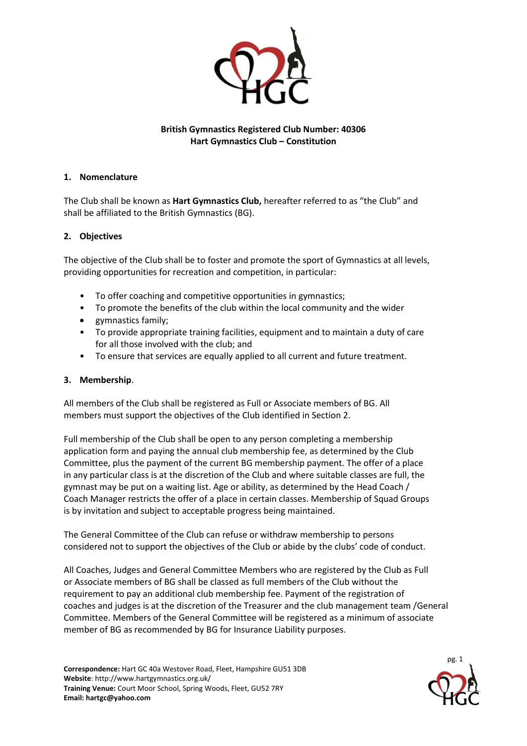**British Gymnastics Registered Club Number: 40306**
**Hart Gymnastics Club – Constitution**

## 1. Nomenclature

The Club shall be known as **Hart Gymnastics Club,** hereafter referred to as "the Club" and shall be affiliated to the British Gymnastics (BG).

## 2. Objectives

The objective of the Club shall be to foster and promote the sport of Gymnastics at all levels, providing opportunities for recreation and competition, in particular:

- To offer coaching and competitive opportunities in gymnastics;
- To promote the benefits of the club within the local community and the wider
- gymnastics family;
- To provide appropriate training facilities, equipment and to maintain a duty of care for all those involved with the club; and
- To ensure that services are equally applied to all current and future treatment.

## 3. Membership.

All members of the Club shall be registered as Full or Associate members of BG. All members must support the objectives of the Club identified in Section 2.

Full membership of the Club shall be open to any person completing a membership application form and paying the annual club membership fee, as determined by the Club Committee, plus the payment of the current BG membership payment. The offer of a place in any particular class is at the discretion of the Club and where suitable classes are full, the gymnast may be put on a waiting list. Age or ability, as determined by the Head Coach / Coach Manager restricts the offer of a place in certain classes. Membership of Squad Groups is by invitation and subject to acceptable progress being maintained.

The General Committee of the Club can refuse or withdraw membership to persons considered not to support the objectives of the Club or abide by the clubs' code of conduct.

All Coaches, Judges and General Committee Members who are registered by the Club as Full or Associate members of BG shall be classed as full members of the Club without the requirement to pay an additional club membership fee. Payment of the registration of coaches and judges is at the discretion of the Treasurer and the club management team /General Committee. Members of the General Committee will be registered as a minimum of associate member of BG as recommended by BG for Insurance Liability purposes.

**Correspondence:** Hart GC 40a Westover Road, Fleet, Hampshire GU51 3DB
**Website**: http://www.hartgymnastics.org.uk/
**Training Venue:** Court Moor School, Spring Woods, Fleet, GU52 7RY
**Email: hartgc@yahoo.com**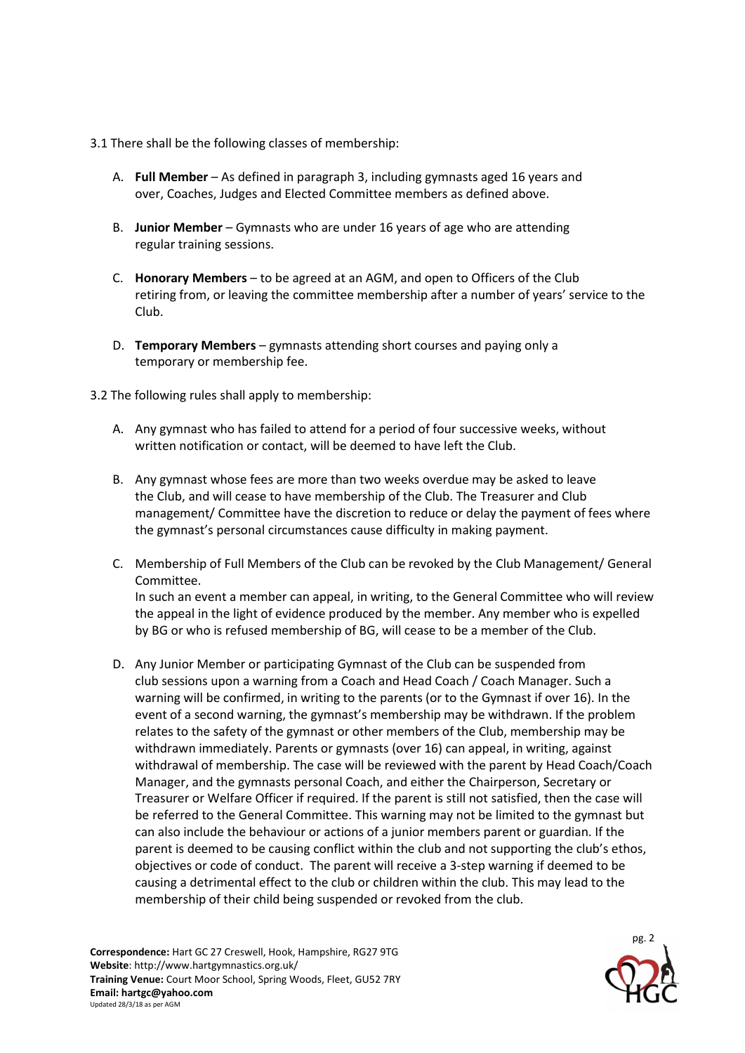3.1 There shall be the following classes of membership:

A. **Full Member** – As defined in paragraph 3, including gymnasts aged 16 years and over, Coaches, Judges and Elected Committee members as defined above.

B. **Junior Member** – Gymnasts who are under 16 years of age who are attending regular training sessions.

C. **Honorary Members** – to be agreed at an AGM, and open to Officers of the Club retiring from, or leaving the committee membership after a number of years' service to the Club.

D. **Temporary Members** – gymnasts attending short courses and paying only a temporary or membership fee.

3.2 The following rules shall apply to membership:

A. Any gymnast who has failed to attend for a period of four successive weeks, without written notification or contact, will be deemed to have left the Club.

B. Any gymnast whose fees are more than two weeks overdue may be asked to leave the Club, and will cease to have membership of the Club. The Treasurer and Club management/ Committee have the discretion to reduce or delay the payment of fees where the gymnast's personal circumstances cause difficulty in making payment.

C. Membership of Full Members of the Club can be revoked by the Club Management/ General Committee.
In such an event a member can appeal, in writing, to the General Committee who will review the appeal in the light of evidence produced by the member. Any member who is expelled by BG or who is refused membership of BG, will cease to be a member of the Club.

D. Any Junior Member or participating Gymnast of the Club can be suspended from club sessions upon a warning from a Coach and Head Coach / Coach Manager. Such a warning will be confirmed, in writing to the parents (or to the Gymnast if over 16). In the event of a second warning, the gymnast's membership may be withdrawn. If the problem relates to the safety of the gymnast or other members of the Club, membership may be withdrawn immediately. Parents or gymnasts (over 16) can appeal, in writing, against withdrawal of membership. The case will be reviewed with the parent by Head Coach/Coach Manager, and the gymnasts personal Coach, and either the Chairperson, Secretary or Treasurer or Welfare Officer if required. If the parent is still not satisfied, then the case will be referred to the General Committee. This warning may not be limited to the gymnast but can also include the behaviour or actions of a junior members parent or guardian. If the parent is deemed to be causing conflict within the club and not supporting the club's ethos, objectives or code of conduct. The parent will receive a 3-step warning if deemed to be causing a detrimental effect to the club or children within the club. This may lead to the membership of their child being suspended or revoked from the club.

**Correspondence:** Hart GC 27 Creswell, Hook, Hampshire, RG27 9TG
**Website**: http://www.hartgymnastics.org.uk/
**Training Venue:** Court Moor School, Spring Woods, Fleet, GU52 7RY
**Email: hartgc@yahoo.com**
Updated 28/3/18 as per AGM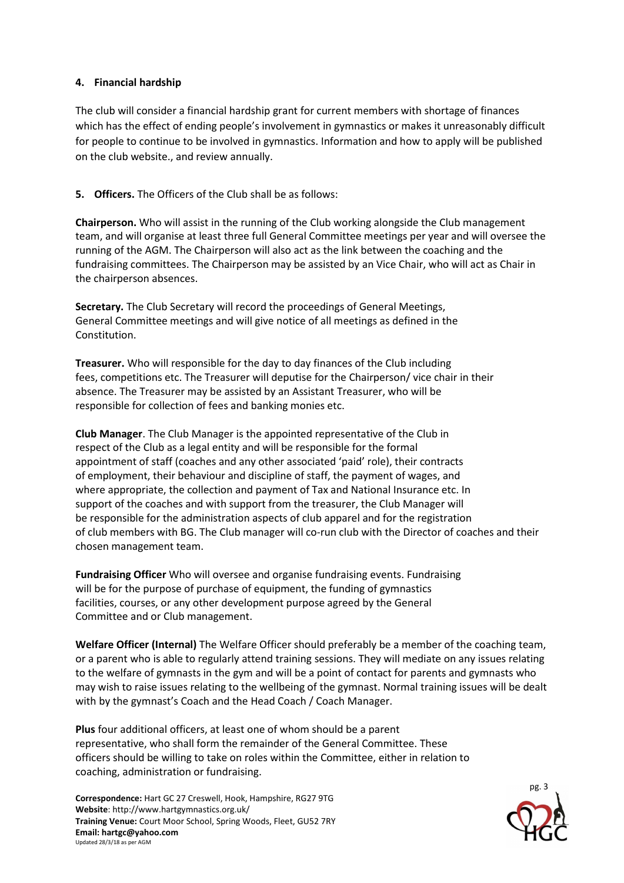**4. Financial hardship**

The club will consider a financial hardship grant for current members with shortage of finances which has the effect of ending people's involvement in gymnastics or makes it unreasonably difficult for people to continue to be involved in gymnastics. Information and how to apply will be published on the club website., and review annually.

**5. Officers.** The Officers of the Club shall be as follows:

**Chairperson.** Who will assist in the running of the Club working alongside the Club management team, and will organise at least three full General Committee meetings per year and will oversee the running of the AGM. The Chairperson will also act as the link between the coaching and the fundraising committees. The Chairperson may be assisted by an Vice Chair, who will act as Chair in the chairperson absences.

**Secretary.** The Club Secretary will record the proceedings of General Meetings, General Committee meetings and will give notice of all meetings as defined in the Constitution.

**Treasurer.** Who will responsible for the day to day finances of the Club including fees, competitions etc. The Treasurer will deputise for the Chairperson/ vice chair in their absence. The Treasurer may be assisted by an Assistant Treasurer, who will be responsible for collection of fees and banking monies etc.

**Club Manager**. The Club Manager is the appointed representative of the Club in respect of the Club as a legal entity and will be responsible for the formal appointment of staff (coaches and any other associated 'paid' role), their contracts of employment, their behaviour and discipline of staff, the payment of wages, and where appropriate, the collection and payment of Tax and National Insurance etc. In support of the coaches and with support from the treasurer, the Club Manager will be responsible for the administration aspects of club apparel and for the registration of club members with BG. The Club manager will co-run club with the Director of coaches and their chosen management team.

**Fundraising Officer** Who will oversee and organise fundraising events. Fundraising will be for the purpose of purchase of equipment, the funding of gymnastics facilities, courses, or any other development purpose agreed by the General Committee and or Club management.

**Welfare Officer (Internal)** The Welfare Officer should preferably be a member of the coaching team, or a parent who is able to regularly attend training sessions. They will mediate on any issues relating to the welfare of gymnasts in the gym and will be a point of contact for parents and gymnasts who may wish to raise issues relating to the wellbeing of the gymnast. Normal training issues will be dealt with by the gymnast's Coach and the Head Coach / Coach Manager.

**Plus** four additional officers, at least one of whom should be a parent representative, who shall form the remainder of the General Committee. These officers should be willing to take on roles within the Committee, either in relation to coaching, administration or fundraising.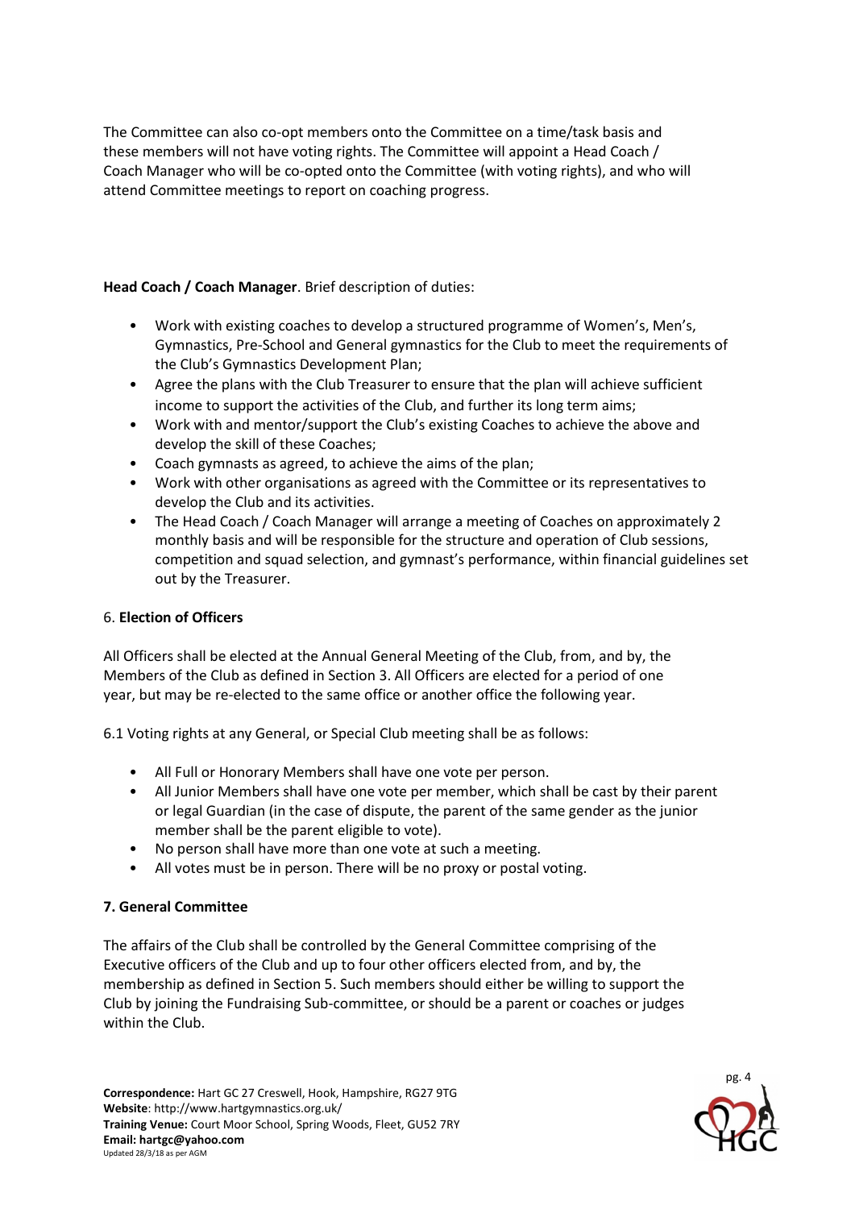The Committee can also co-opt members onto the Committee on a time/task basis and these members will not have voting rights. The Committee will appoint a Head Coach / Coach Manager who will be co-opted onto the Committee (with voting rights), and who will attend Committee meetings to report on coaching progress.

**Head Coach / Coach Manager**. Brief description of duties:

- Work with existing coaches to develop a structured programme of Women's, Men's, Gymnastics, Pre-School and General gymnastics for the Club to meet the requirements of the Club's Gymnastics Development Plan;
- Agree the plans with the Club Treasurer to ensure that the plan will achieve sufficient income to support the activities of the Club, and further its long term aims;
- Work with and mentor/support the Club's existing Coaches to achieve the above and develop the skill of these Coaches;
- Coach gymnasts as agreed, to achieve the aims of the plan;
- Work with other organisations as agreed with the Committee or its representatives to develop the Club and its activities.
- The Head Coach / Coach Manager will arrange a meeting of Coaches on approximately 2 monthly basis and will be responsible for the structure and operation of Club sessions, competition and squad selection, and gymnast's performance, within financial guidelines set out by the Treasurer.

### 6. **Election of Officers**

All Officers shall be elected at the Annual General Meeting of the Club, from, and by, the Members of the Club as defined in Section 3. All Officers are elected for a period of one year, but may be re-elected to the same office or another office the following year.

6.1 Voting rights at any General, or Special Club meeting shall be as follows:

- All Full or Honorary Members shall have one vote per person.
- All Junior Members shall have one vote per member, which shall be cast by their parent or legal Guardian (in the case of dispute, the parent of the same gender as the junior member shall be the parent eligible to vote).
- No person shall have more than one vote at such a meeting.
- All votes must be in person. There will be no proxy or postal voting.

### **7. General Committee**

The affairs of the Club shall be controlled by the General Committee comprising of the Executive officers of the Club and up to four other officers elected from, and by, the membership as defined in Section 5. Such members should either be willing to support the Club by joining the Fundraising Sub-committee, or should be a parent or coaches or judges within the Club.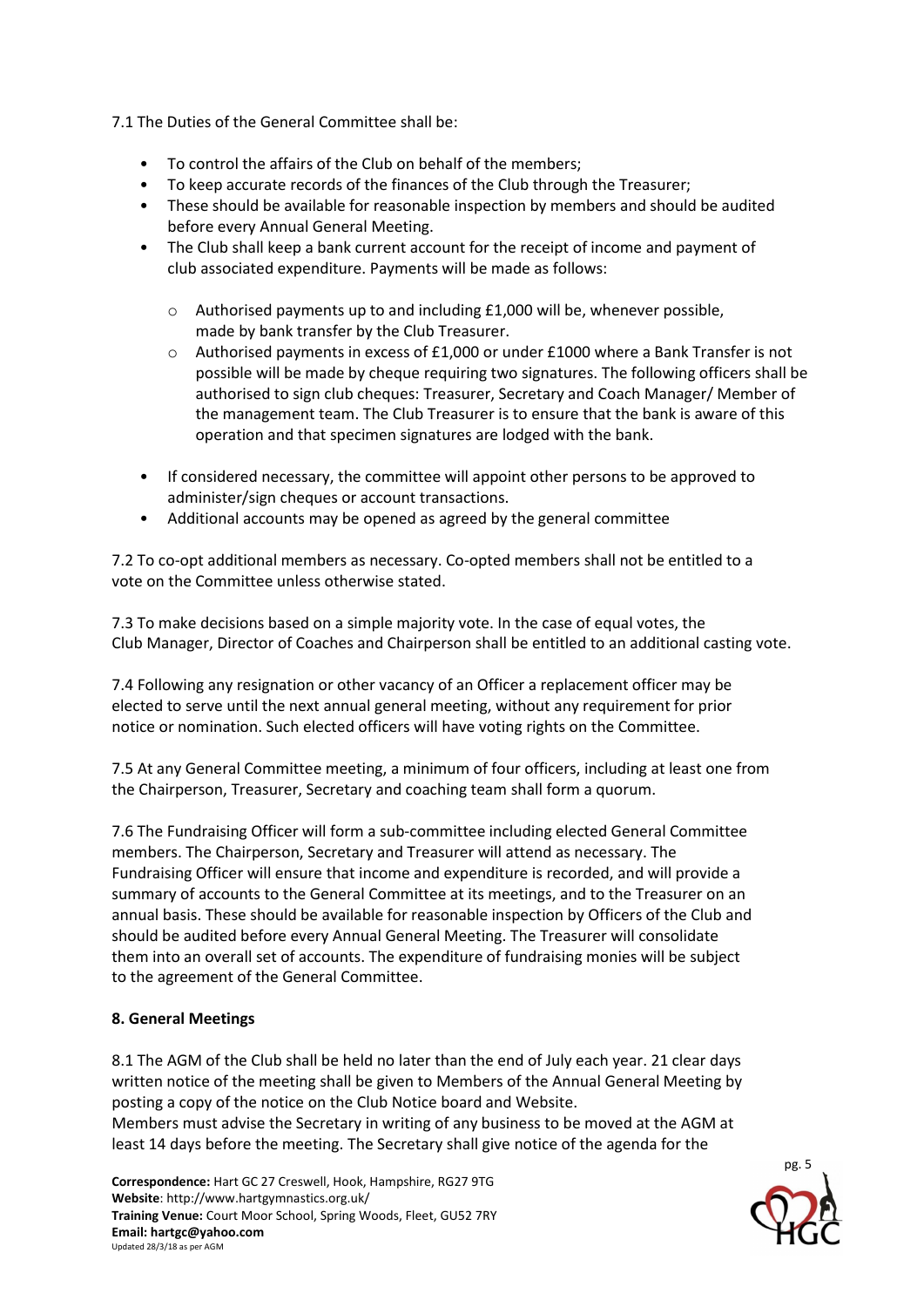7.1 The Duties of the General Committee shall be:

- To control the affairs of the Club on behalf of the members;
- To keep accurate records of the finances of the Club through the Treasurer;
- These should be available for reasonable inspection by members and should be audited before every Annual General Meeting.
- The Club shall keep a bank current account for the receipt of income and payment of club associated expenditure. Payments will be made as follows:
    - Authorised payments up to and including £1,000 will be, whenever possible, made by bank transfer by the Club Treasurer.
    - Authorised payments in excess of £1,000 or under £1000 where a Bank Transfer is not possible will be made by cheque requiring two signatures. The following officers shall be authorised to sign club cheques: Treasurer, Secretary and Coach Manager/ Member of the management team. The Club Treasurer is to ensure that the bank is aware of this operation and that specimen signatures are lodged with the bank.
- If considered necessary, the committee will appoint other persons to be approved to administer/sign cheques or account transactions.
- Additional accounts may be opened as agreed by the general committee

7.2 To co-opt additional members as necessary. Co-opted members shall not be entitled to a vote on the Committee unless otherwise stated.

7.3 To make decisions based on a simple majority vote. In the case of equal votes, the Club Manager, Director of Coaches and Chairperson shall be entitled to an additional casting vote.

7.4 Following any resignation or other vacancy of an Officer a replacement officer may be elected to serve until the next annual general meeting, without any requirement for prior notice or nomination. Such elected officers will have voting rights on the Committee.

7.5 At any General Committee meeting, a minimum of four officers, including at least one from the Chairperson, Treasurer, Secretary and coaching team shall form a quorum.

7.6 The Fundraising Officer will form a sub-committee including elected General Committee members. The Chairperson, Secretary and Treasurer will attend as necessary. The Fundraising Officer will ensure that income and expenditure is recorded, and will provide a summary of accounts to the General Committee at its meetings, and to the Treasurer on an annual basis. These should be available for reasonable inspection by Officers of the Club and should be audited before every Annual General Meeting. The Treasurer will consolidate them into an overall set of accounts. The expenditure of fundraising monies will be subject to the agreement of the General Committee.

**8. General Meetings**

8.1 The AGM of the Club shall be held no later than the end of July each year. 21 clear days written notice of the meeting shall be given to Members of the Annual General Meeting by posting a copy of the notice on the Club Notice board and Website.
Members must advise the Secretary in writing of any business to be moved at the AGM at least 14 days before the meeting. The Secretary shall give notice of the agenda for the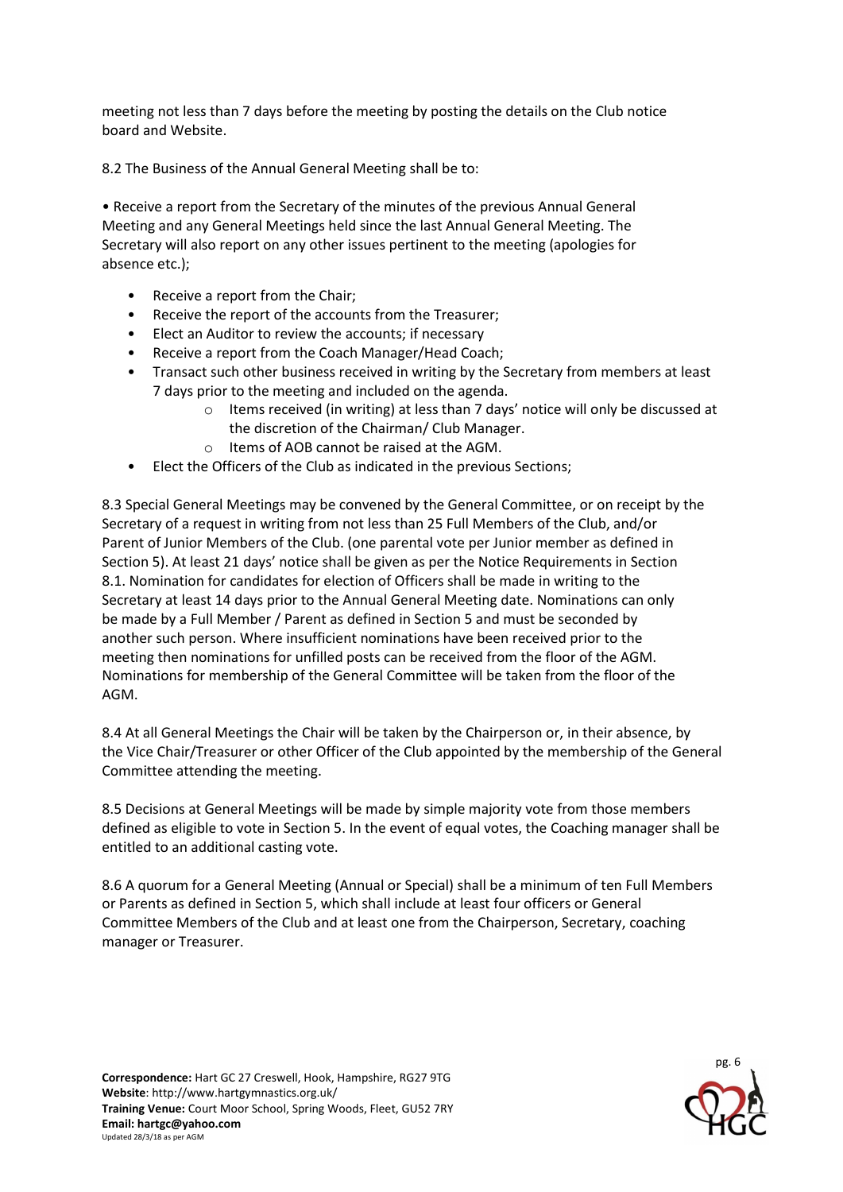meeting not less than 7 days before the meeting by posting the details on the Club notice board and Website.

8.2 The Business of the Annual General Meeting shall be to:

• Receive a report from the Secretary of the minutes of the previous Annual General Meeting and any General Meetings held since the last Annual General Meeting. The Secretary will also report on any other issues pertinent to the meeting (apologies for absence etc.);

- Receive a report from the Chair;
- Receive the report of the accounts from the Treasurer;
- Elect an Auditor to review the accounts; if necessary
- Receive a report from the Coach Manager/Head Coach;
- Transact such other business received in writing by the Secretary from members at least 7 days prior to the meeting and included on the agenda.
    - Items received (in writing) at less than 7 days' notice will only be discussed at the discretion of the Chairman/ Club Manager.
    - Items of AOB cannot be raised at the AGM.
- Elect the Officers of the Club as indicated in the previous Sections;

8.3 Special General Meetings may be convened by the General Committee, or on receipt by the Secretary of a request in writing from not less than 25 Full Members of the Club, and/or Parent of Junior Members of the Club. (one parental vote per Junior member as defined in Section 5). At least 21 days' notice shall be given as per the Notice Requirements in Section 8.1. Nomination for candidates for election of Officers shall be made in writing to the Secretary at least 14 days prior to the Annual General Meeting date. Nominations can only be made by a Full Member / Parent as defined in Section 5 and must be seconded by another such person. Where insufficient nominations have been received prior to the meeting then nominations for unfilled posts can be received from the floor of the AGM. Nominations for membership of the General Committee will be taken from the floor of the AGM.

8.4 At all General Meetings the Chair will be taken by the Chairperson or, in their absence, by the Vice Chair/Treasurer or other Officer of the Club appointed by the membership of the General Committee attending the meeting.

8.5 Decisions at General Meetings will be made by simple majority vote from those members defined as eligible to vote in Section 5. In the event of equal votes, the Coaching manager shall be entitled to an additional casting vote.

8.6 A quorum for a General Meeting (Annual or Special) shall be a minimum of ten Full Members or Parents as defined in Section 5, which shall include at least four officers or General Committee Members of the Club and at least one from the Chairperson, Secretary, coaching manager or Treasurer.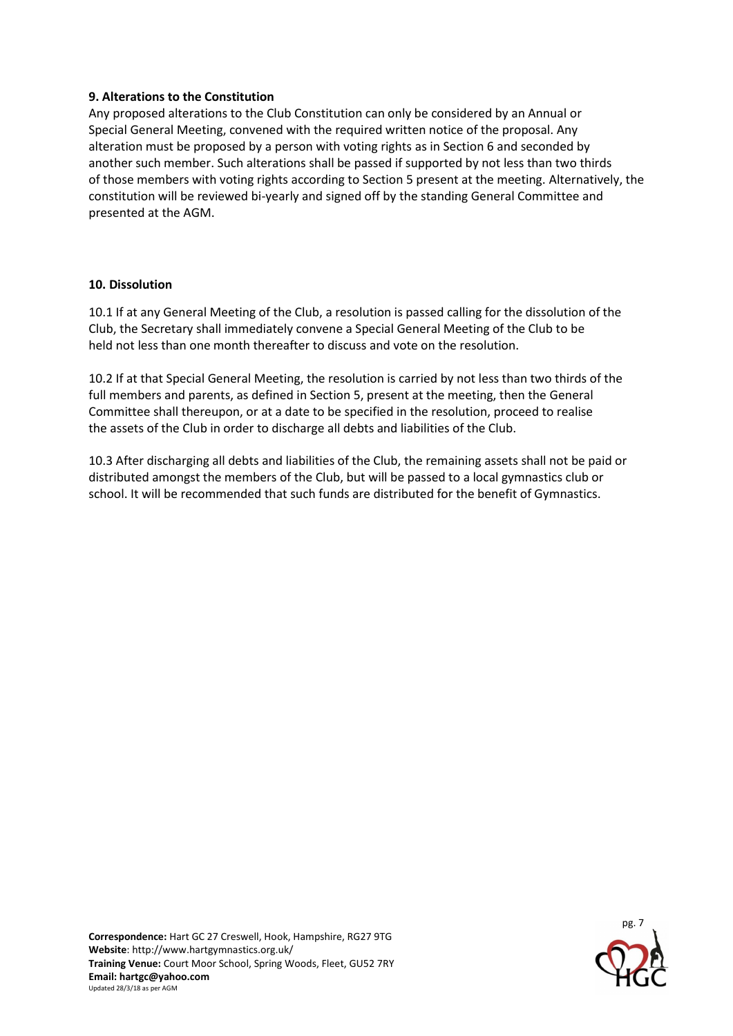**9. Alterations to the Constitution**

Any proposed alterations to the Club Constitution can only be considered by an Annual or Special General Meeting, convened with the required written notice of the proposal. Any alteration must be proposed by a person with voting rights as in Section 6 and seconded by another such member. Such alterations shall be passed if supported by not less than two thirds of those members with voting rights according to Section 5 present at the meeting. Alternatively, the constitution will be reviewed bi-yearly and signed off by the standing General Committee and presented at the AGM.

**10. Dissolution**

10.1 If at any General Meeting of the Club, a resolution is passed calling for the dissolution of the Club, the Secretary shall immediately convene a Special General Meeting of the Club to be held not less than one month thereafter to discuss and vote on the resolution.

10.2 If at that Special General Meeting, the resolution is carried by not less than two thirds of the full members and parents, as defined in Section 5, present at the meeting, then the General Committee shall thereupon, or at a date to be specified in the resolution, proceed to realise the assets of the Club in order to discharge all debts and liabilities of the Club.

10.3 After discharging all debts and liabilities of the Club, the remaining assets shall not be paid or distributed amongst the members of the Club, but will be passed to a local gymnastics club or school. It will be recommended that such funds are distributed for the benefit of Gymnastics.

**Correspondence:** Hart GC 27 Creswell, Hook, Hampshire, RG27 9TG
**Website**: http://www.hartgymnastics.org.uk/
**Training Venue:** Court Moor School, Spring Woods, Fleet, GU52 7RY
**Email: hartgc@yahoo.com**
Updated 28/3/18 as per AGM